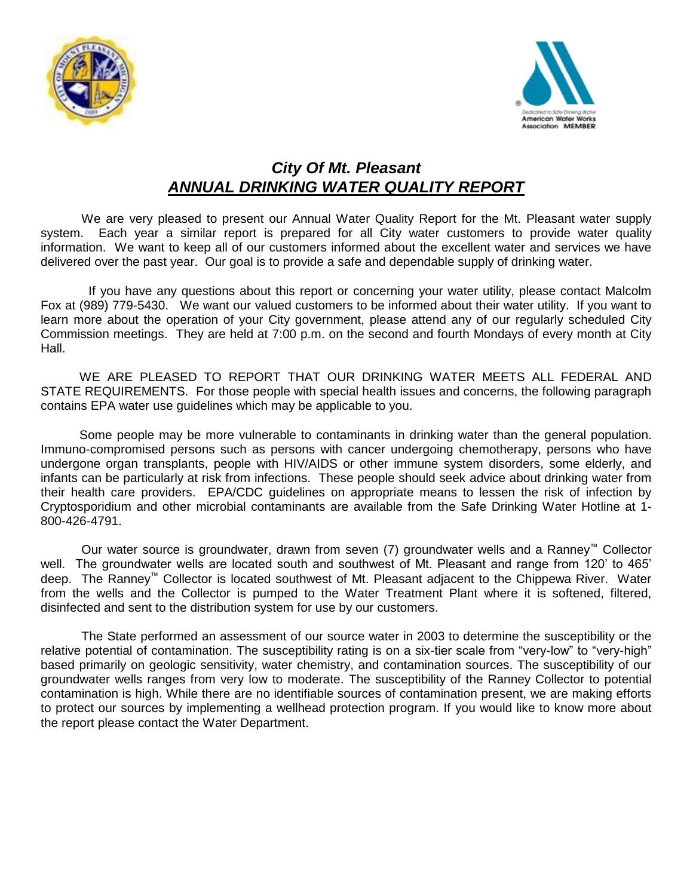# *City Of Mt. Pleasant*

## ***ANNUAL DRINKING WATER QUALITY REPORT***

We are very pleased to present our Annual Water Quality Report for the Mt. Pleasant water supply system. Each year a similar report is prepared for all City water customers to provide water quality information. We want to keep all of our customers informed about the excellent water and services we have delivered over the past year. Our goal is to provide a safe and dependable supply of drinking water.

If you have any questions about this report or concerning your water utility, please contact Malcolm Fox at (989) 779-5430. We want our valued customers to be informed about their water utility. If you want to learn more about the operation of your City government, please attend any of our regularly scheduled City Commission meetings. They are held at 7:00 p.m. on the second and fourth Mondays of every month at City Hall.

WE ARE PLEASED TO REPORT THAT OUR DRINKING WATER MEETS ALL FEDERAL AND STATE REQUIREMENTS. For those people with special health issues and concerns, the following paragraph contains EPA water use guidelines which may be applicable to you.

Some people may be more vulnerable to contaminants in drinking water than the general population. Immuno-compromised persons such as persons with cancer undergoing chemotherapy, persons who have undergone organ transplants, people with HIV/AIDS or other immune system disorders, some elderly, and infants can be particularly at risk from infections. These people should seek advice about drinking water from their health care providers. EPA/CDC guidelines on appropriate means to lessen the risk of infection by Cryptosporidium and other microbial contaminants are available from the Safe Drinking Water Hotline at 1-800-426-4791.

Our water source is groundwater, drawn from seven (7) groundwater wells and a Ranney™ Collector well. The groundwater wells are located south and southwest of Mt. Pleasant and range from 120' to 465' deep. The Ranney™ Collector is located southwest of Mt. Pleasant adjacent to the Chippewa River. Water from the wells and the Collector is pumped to the Water Treatment Plant where it is softened, filtered, disinfected and sent to the distribution system for use by our customers.

The State performed an assessment of our source water in 2003 to determine the susceptibility or the relative potential of contamination. The susceptibility rating is on a six-tier scale from "very-low" to "very-high" based primarily on geologic sensitivity, water chemistry, and contamination sources. The susceptibility of our groundwater wells ranges from very low to moderate. The susceptibility of the Ranney Collector to potential contamination is high. While there are no identifiable sources of contamination present, we are making efforts to protect our sources by implementing a wellhead protection program. If you would like to know more about the report please contact the Water Department.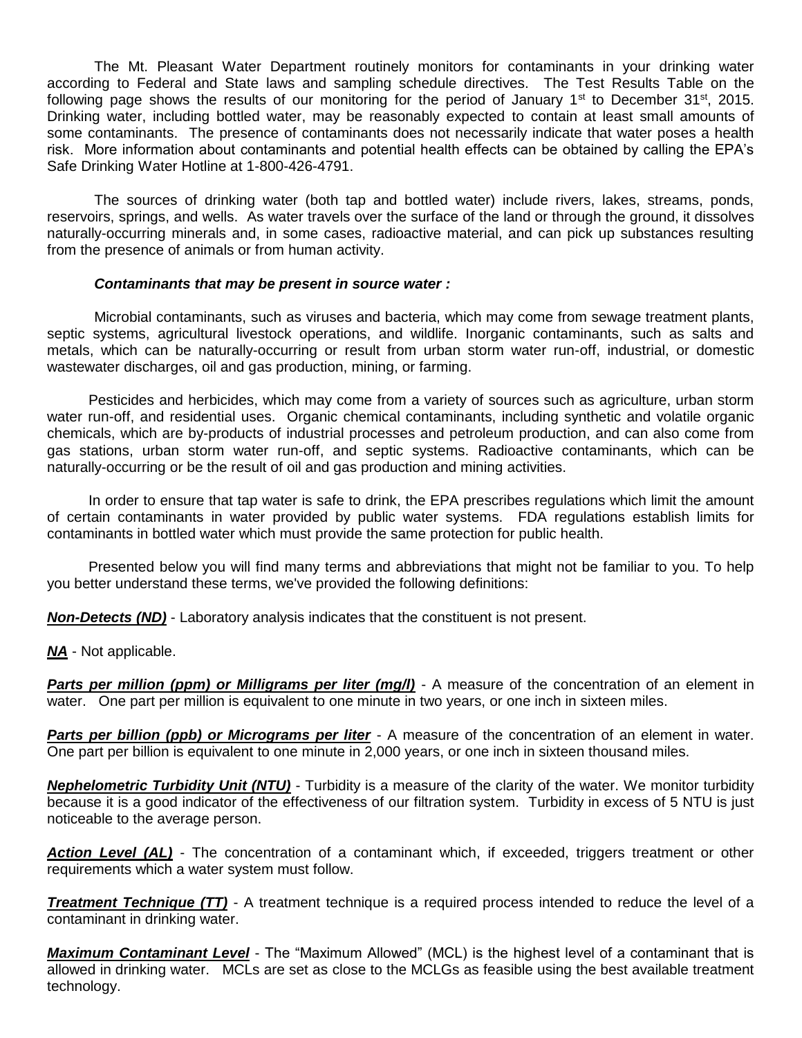The Mt. Pleasant Water Department routinely monitors for contaminants in your drinking water according to Federal and State laws and sampling schedule directives. The Test Results Table on the following page shows the results of our monitoring for the period of January 1st to December 31st, 2015. Drinking water, including bottled water, may be reasonably expected to contain at least small amounts of some contaminants. The presence of contaminants does not necessarily indicate that water poses a health risk. More information about contaminants and potential health effects can be obtained by calling the EPA's Safe Drinking Water Hotline at 1-800-426-4791.

The sources of drinking water (both tap and bottled water) include rivers, lakes, streams, ponds, reservoirs, springs, and wells. As water travels over the surface of the land or through the ground, it dissolves naturally-occurring minerals and, in some cases, radioactive material, and can pick up substances resulting from the presence of animals or from human activity.

***Contaminants that may be present in source water :***

Microbial contaminants, such as viruses and bacteria, which may come from sewage treatment plants, septic systems, agricultural livestock operations, and wildlife. Inorganic contaminants, such as salts and metals, which can be naturally-occurring or result from urban storm water run-off, industrial, or domestic wastewater discharges, oil and gas production, mining, or farming.

Pesticides and herbicides, which may come from a variety of sources such as agriculture, urban storm water run-off, and residential uses. Organic chemical contaminants, including synthetic and volatile organic chemicals, which are by-products of industrial processes and petroleum production, and can also come from gas stations, urban storm water run-off, and septic systems. Radioactive contaminants, which can be naturally-occurring or be the result of oil and gas production and mining activities.

In order to ensure that tap water is safe to drink, the EPA prescribes regulations which limit the amount of certain contaminants in water provided by public water systems. FDA regulations establish limits for contaminants in bottled water which must provide the same protection for public health.

Presented below you will find many terms and abbreviations that might not be familiar to you. To help you better understand these terms, we've provided the following definitions:

***Non-Detects (ND)*** - Laboratory analysis indicates that the constituent is not present.

***NA*** - Not applicable.

***Parts per million (ppm) or Milligrams per liter (mg/l)*** - A measure of the concentration of an element in water. One part per million is equivalent to one minute in two years, or one inch in sixteen miles.

***Parts per billion (ppb) or Micrograms per liter*** - A measure of the concentration of an element in water. One part per billion is equivalent to one minute in 2,000 years, or one inch in sixteen thousand miles.

***Nephelometric Turbidity Unit (NTU)*** - Turbidity is a measure of the clarity of the water. We monitor turbidity because it is a good indicator of the effectiveness of our filtration system. Turbidity in excess of 5 NTU is just noticeable to the average person.

***Action Level (AL)*** - The concentration of a contaminant which, if exceeded, triggers treatment or other requirements which a water system must follow.

***Treatment Technique (TT)*** - A treatment technique is a required process intended to reduce the level of a contaminant in drinking water.

***Maximum Contaminant Level*** - The "Maximum Allowed" (MCL) is the highest level of a contaminant that is allowed in drinking water. MCLs are set as close to the MCLGs as feasible using the best available treatment technology.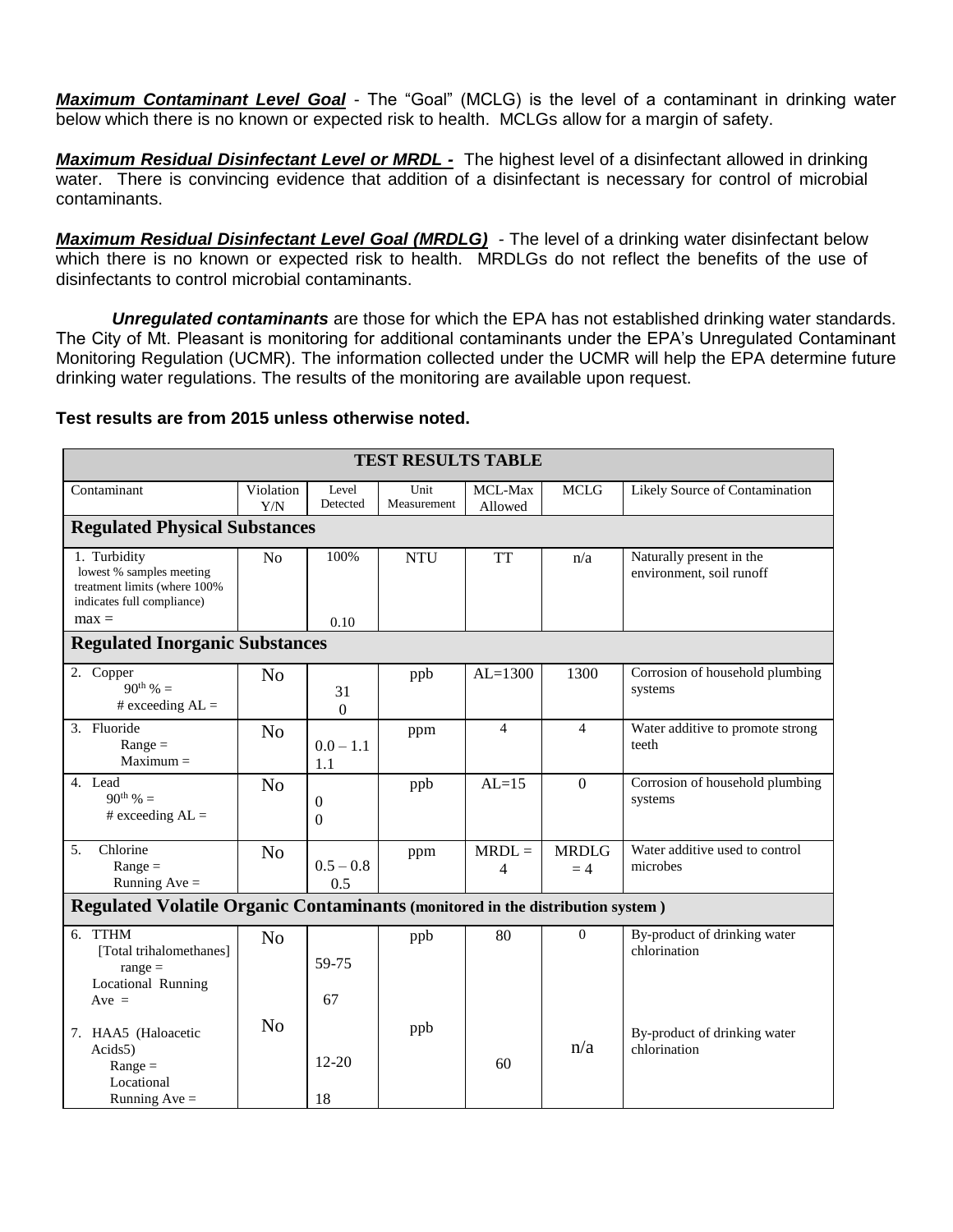***Maximum Contaminant Level Goal*** - The "Goal" (MCLG) is the level of a contaminant in drinking water below which there is no known or expected risk to health. MCLGs allow for a margin of safety.

***Maximum Residual Disinfectant Level or MRDL -*** The highest level of a disinfectant allowed in drinking water. There is convincing evidence that addition of a disinfectant is necessary for control of microbial contaminants.

***Maximum Residual Disinfectant Level Goal (MRDLG)*** - The level of a drinking water disinfectant below which there is no known or expected risk to health. MRDLGs do not reflect the benefits of the use of disinfectants to control microbial contaminants.

***Unregulated contaminants*** are those for which the EPA has not established drinking water standards. The City of Mt. Pleasant is monitoring for additional contaminants under the EPA's Unregulated Contaminant Monitoring Regulation (UCMR). The information collected under the UCMR will help the EPA determine future drinking water regulations. The results of the monitoring are available upon request.

**Test results are from 2015 unless otherwise noted.**

| TEST RESULTS TABLE | | | | | | |
|---|---|---|---|---|---|---|
| Contaminant | Violation Y/N | Level Detected | Unit Measurement | MCL-Max Allowed | MCLG | Likely Source of Contamination |
| **Regulated Physical Substances** | | | | | | |
| 1. Turbidity<br>lowest % samples meeting treatment limits (where 100% indicates full compliance)<br>max = | No | 100%<br><br>0.10 | NTU | TT | n/a | Naturally present in the environment, soil runoff |
| **Regulated Inorganic Substances** | | | | | | |
| 2. Copper<br>90th % =<br># exceeding AL = | No | 31<br>0 | ppb | AL=1300 | 1300 | Corrosion of household plumbing systems |
| 3. Fluoride<br>Range =<br>Maximum = | No | 0.0 – 1.1<br>1.1 | ppm | 4 | 4 | Water additive to promote strong teeth |
| 4. Lead<br>90th % =<br># exceeding AL = | No | 0<br>0 | ppb | AL=15 | 0 | Corrosion of household plumbing systems |
| 5. Chlorine<br>Range =<br>Running Ave = | No | 0.5 – 0.8<br>0.5 | ppm | MRDL = 4 | MRDLG = 4 | Water additive used to control microbes |
| **Regulated Volatile Organic Contaminants (monitored in the distribution system )** | | | | | | |
| 6. TTHM<br>[Total trihalomethanes]<br>range =<br>Locational Running Ave = | No | 59-75<br><br>67 | ppb | 80 | 0 | By-product of drinking water chlorination |
| 7. HAA5 (Haloacetic Acids5)<br>Range =<br>Locational Running Ave = | No | 12-20<br><br>18 | ppb | 60 | n/a | By-product of drinking water chlorination |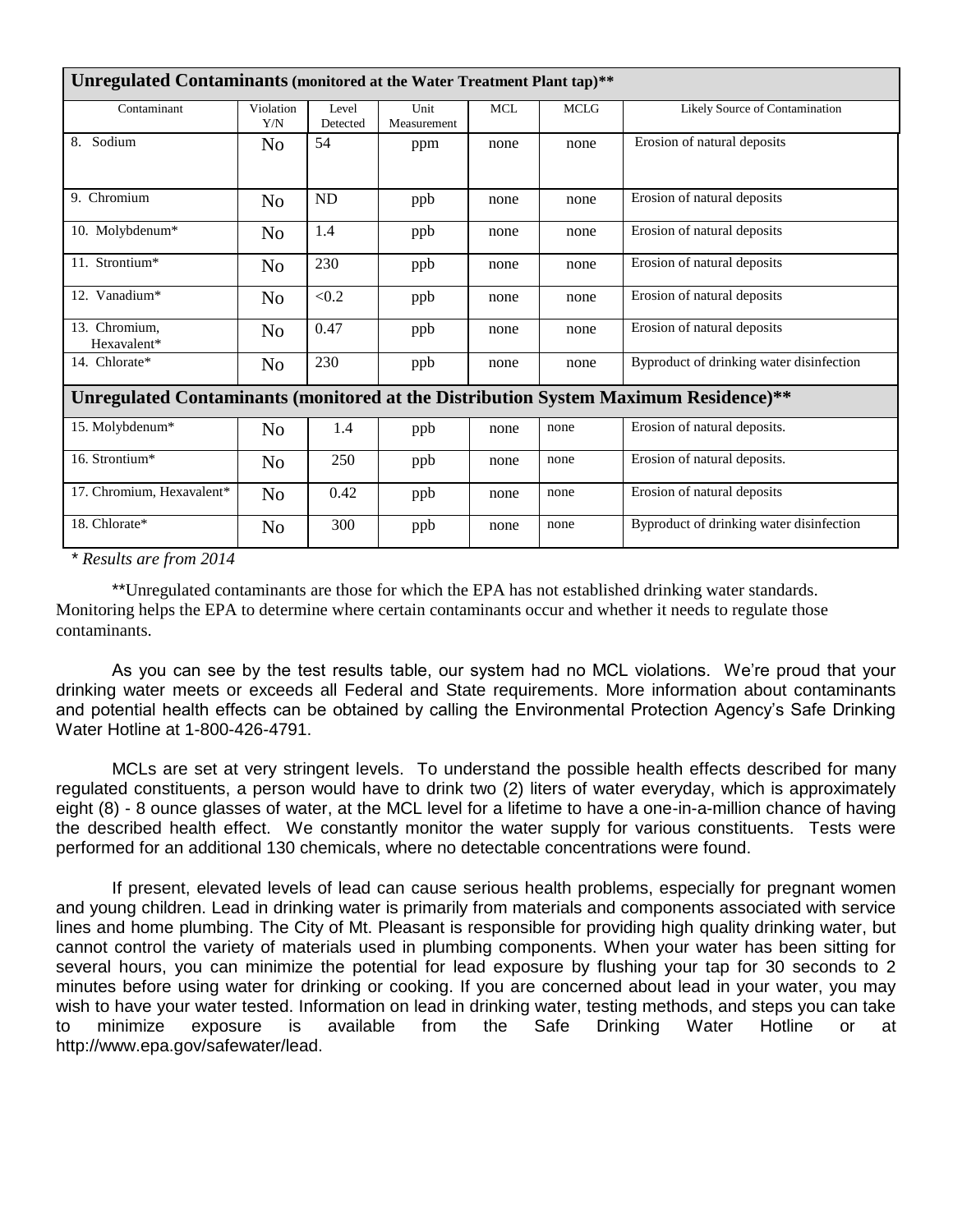| **Unregulated Contaminants (monitored at the Water Treatment Plant tap)**** | | | | | | |
|---|---|---|---|---|---|---|
| Contaminant | Violation Y/N | Level Detected | Unit Measurement | MCL | MCLG | Likely Source of Contamination |
| 8. Sodium | No | 54 | ppm | none | none | Erosion of natural deposits |
| 9. Chromium | No | ND | ppb | none | none | Erosion of natural deposits |
| 10. Molybdenum* | No | 1.4 | ppb | none | none | Erosion of natural deposits |
| 11. Strontium* | No | 230 | ppb | none | none | Erosion of natural deposits |
| 12. Vanadium* | No | <0.2 | ppb | none | none | Erosion of natural deposits |
| 13. Chromium, Hexavalent* | No | 0.47 | ppb | none | none | Erosion of natural deposits |
| 14. Chlorate* | No | 230 | ppb | none | none | Byproduct of drinking water disinfection |
| **Unregulated Contaminants (monitored at the Distribution System Maximum Residence)**** | | | | | | |
| 15. Molybdenum* | No | 1.4 | ppb | none | none | Erosion of natural deposits. |
| 16. Strontium* | No | 250 | ppb | none | none | Erosion of natural deposits. |
| 17. Chromium, Hexavalent* | No | 0.42 | ppb | none | none | Erosion of natural deposits |
| 18. Chlorate* | No | 300 | ppb | none | none | Byproduct of drinking water disinfection |

*\* Results are from 2014*

**Unregulated contaminants are those for which the EPA has not established drinking water standards. Monitoring helps the EPA to determine where certain contaminants occur and whether it needs to regulate those contaminants.

As you can see by the test results table, our system had no MCL violations. We're proud that your drinking water meets or exceeds all Federal and State requirements. More information about contaminants and potential health effects can be obtained by calling the Environmental Protection Agency's Safe Drinking Water Hotline at 1-800-426-4791.

MCLs are set at very stringent levels. To understand the possible health effects described for many regulated constituents, a person would have to drink two (2) liters of water everyday, which is approximately eight (8) - 8 ounce glasses of water, at the MCL level for a lifetime to have a one-in-a-million chance of having the described health effect. We constantly monitor the water supply for various constituents. Tests were performed for an additional 130 chemicals, where no detectable concentrations were found.

If present, elevated levels of lead can cause serious health problems, especially for pregnant women and young children. Lead in drinking water is primarily from materials and components associated with service lines and home plumbing. The City of Mt. Pleasant is responsible for providing high quality drinking water, but cannot control the variety of materials used in plumbing components. When your water has been sitting for several hours, you can minimize the potential for lead exposure by flushing your tap for 30 seconds to 2 minutes before using water for drinking or cooking. If you are concerned about lead in your water, you may wish to have your water tested. Information on lead in drinking water, testing methods, and steps you can take to minimize exposure is available from the Safe Drinking Water Hotline or at http://www.epa.gov/safewater/lead.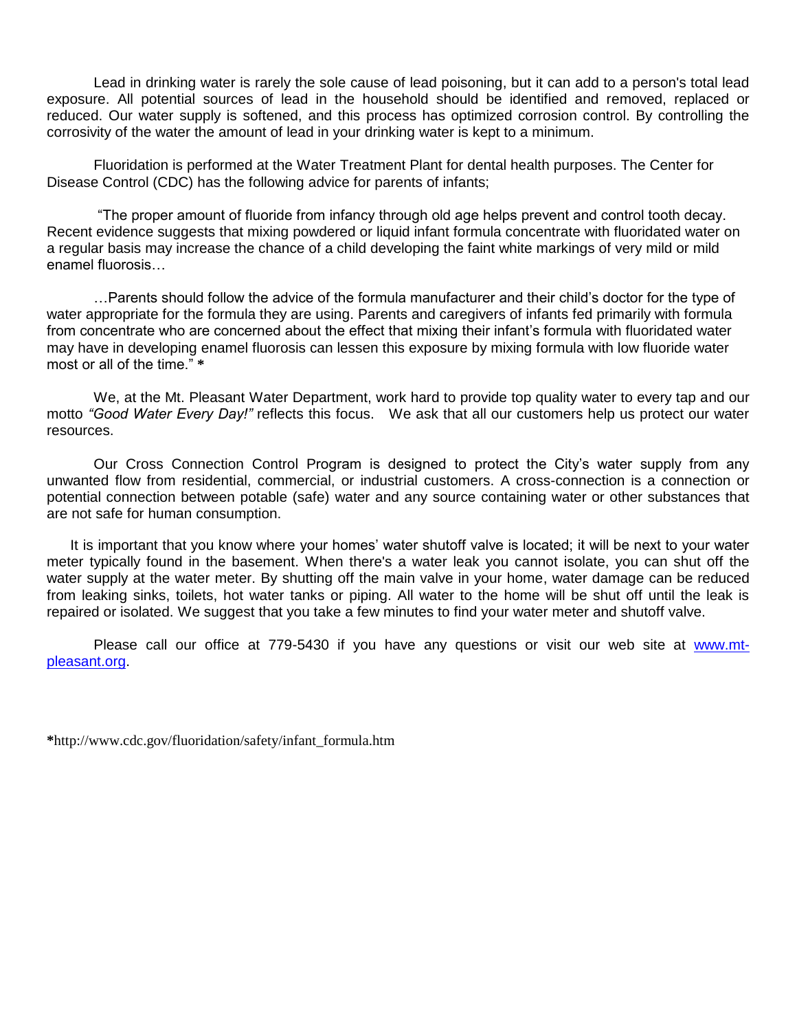Lead in drinking water is rarely the sole cause of lead poisoning, but it can add to a person's total lead exposure. All potential sources of lead in the household should be identified and removed, replaced or reduced. Our water supply is softened, and this process has optimized corrosion control. By controlling the corrosivity of the water the amount of lead in your drinking water is kept to a minimum.

Fluoridation is performed at the Water Treatment Plant for dental health purposes. The Center for Disease Control (CDC) has the following advice for parents of infants;

"The proper amount of fluoride from infancy through old age helps prevent and control tooth decay. Recent evidence suggests that mixing powdered or liquid infant formula concentrate with fluoridated water on a regular basis may increase the chance of a child developing the faint white markings of very mild or mild enamel fluorosis…

…Parents should follow the advice of the formula manufacturer and their child's doctor for the type of water appropriate for the formula they are using. Parents and caregivers of infants fed primarily with formula from concentrate who are concerned about the effect that mixing their infant's formula with fluoridated water may have in developing enamel fluorosis can lessen this exposure by mixing formula with low fluoride water most or all of the time." **\***

We, at the Mt. Pleasant Water Department, work hard to provide top quality water to every tap and our motto *"Good Water Every Day!"* reflects this focus. We ask that all our customers help us protect our water resources.

Our Cross Connection Control Program is designed to protect the City's water supply from any unwanted flow from residential, commercial, or industrial customers. A cross-connection is a connection or potential connection between potable (safe) water and any source containing water or other substances that are not safe for human consumption.

It is important that you know where your homes' water shutoff valve is located; it will be next to your water meter typically found in the basement. When there's a water leak you cannot isolate, you can shut off the water supply at the water meter. By shutting off the main valve in your home, water damage can be reduced from leaking sinks, toilets, hot water tanks or piping. All water to the home will be shut off until the leak is repaired or isolated. We suggest that you take a few minutes to find your water meter and shutoff valve.

Please call our office at 779-5430 if you have any questions or visit our web site at [www.mt-pleasant.org](http://www.mt-pleasant.org).

**\***http://www.cdc.gov/fluoridation/safety/infant_formula.htm